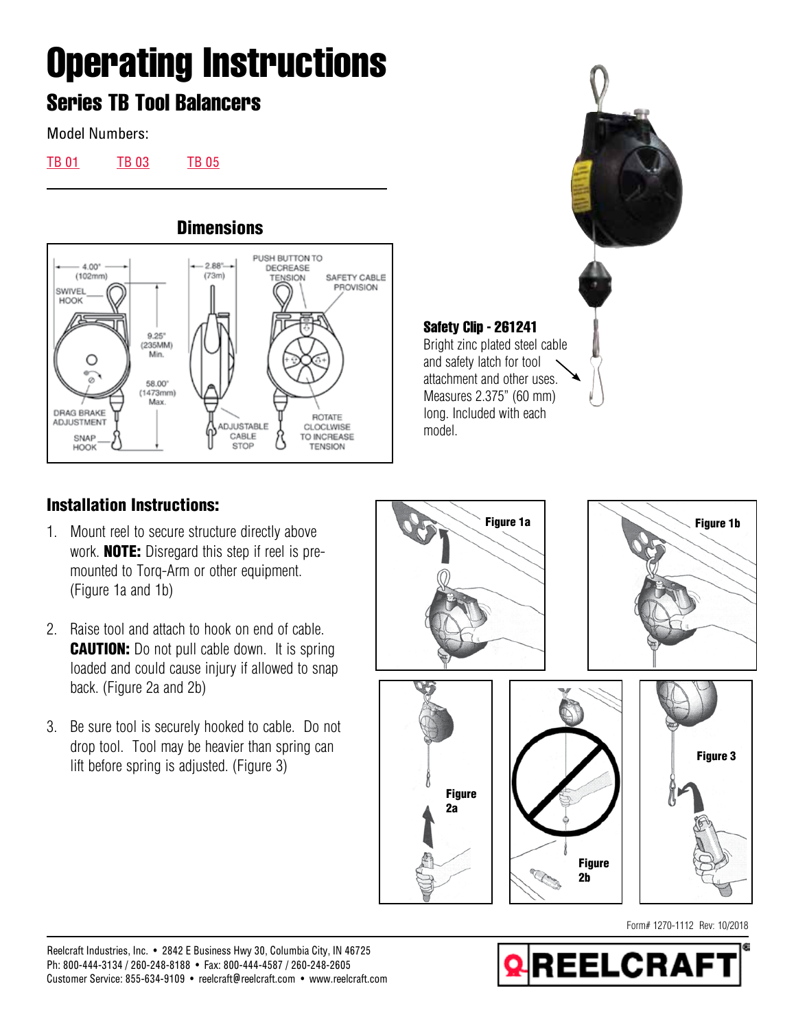# Operating Instructions

## Series TB Tool Balancers

Model Numbers:

TB 01 TB 03 TB 05

### Dimensions

**Safety Clip - 261241**
Bright zinc plated steel cable and safety latch for tool attachment and other uses. Measures 2.375" (60 mm) long. Included with each model.

### Installation Instructions:

1. Mount reel to secure structure directly above work. **NOTE:** Disregard this step if reel is pre-mounted to Torq-Arm or other equipment. (Figure 1a and 1b)

2. Raise tool and attach to hook on end of cable. **CAUTION:** Do not pull cable down. It is spring loaded and could cause injury if allowed to snap back. (Figure 2a and 2b)

3. Be sure tool is securely hooked to cable. Do not drop tool. Tool may be heavier than spring can lift before spring is adjusted. (Figure 3)

Form# 1270-1112 Rev: 10/2018

Reelcraft Industries, Inc. • 2842 E Business Hwy 30, Columbia City, IN 46725
Ph: 800-444-3134 / 260-248-8188 • Fax: 800-444-4587 / 260-248-2605
Customer Service: 855-634-9109 • reelcraft@reelcraft.com • www.reelcraft.com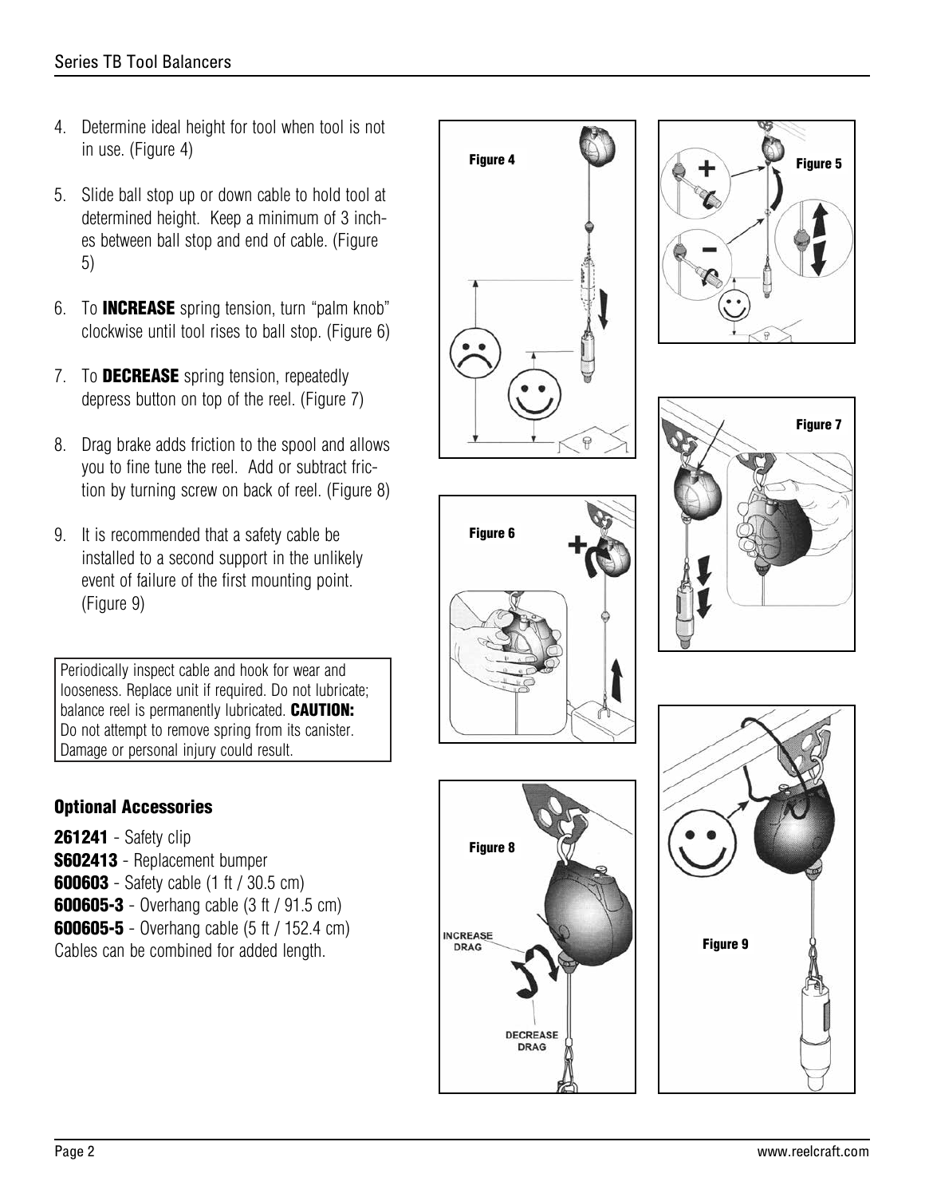4. Determine ideal height for tool when tool is not in use. (Figure 4)

5. Slide ball stop up or down cable to hold tool at determined height. Keep a minimum of 3 inches between ball stop and end of cable. (Figure 5)

6. To **INCREASE** spring tension, turn "palm knob" clockwise until tool rises to ball stop. (Figure 6)

7. To **DECREASE** spring tension, repeatedly depress button on top of the reel. (Figure 7)

8. Drag brake adds friction to the spool and allows you to fine tune the reel. Add or subtract friction by turning screw on back of reel. (Figure 8)

9. It is recommended that a safety cable be installed to a second support in the unlikely event of failure of the first mounting point. (Figure 9)

Periodically inspect cable and hook for wear and looseness. Replace unit if required. Do not lubricate; balance reel is permanently lubricated. **CAUTION:** Do not attempt to remove spring from its canister. Damage or personal injury could result.

## Optional Accessories

**261241** - Safety clip
**S602413** - Replacement bumper
**600603** - Safety cable (1 ft / 30.5 cm)
**600605-3** - Overhang cable (3 ft / 91.5 cm)
**600605-5** - Overhang cable (5 ft / 152.4 cm)
Cables can be combined for added length.

Figure 4

Figure 5

Figure 6

Figure 7

Figure 8

INCREASE DRAG

DECREASE DRAG

Figure 9